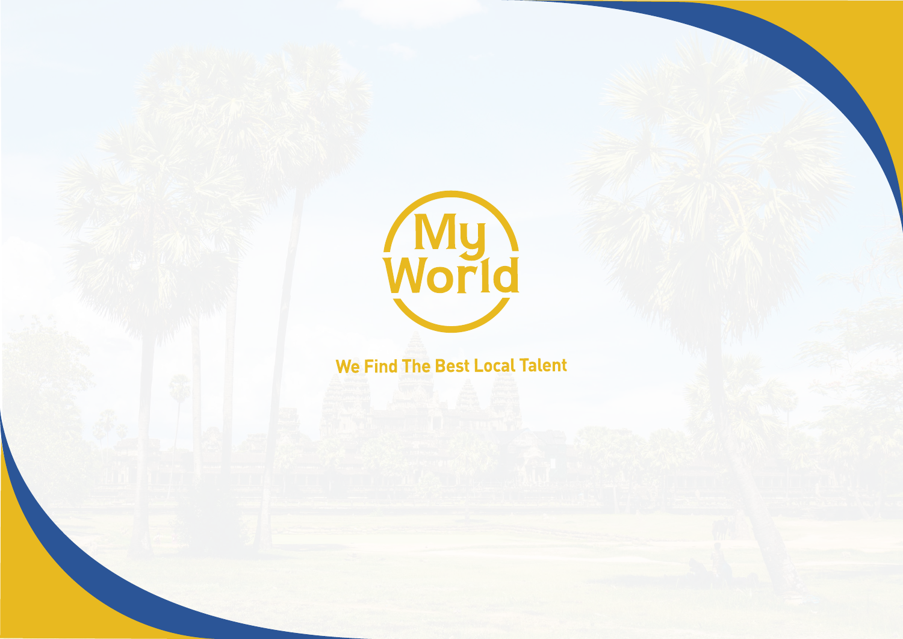# My World

**We Find The Best Local Talent**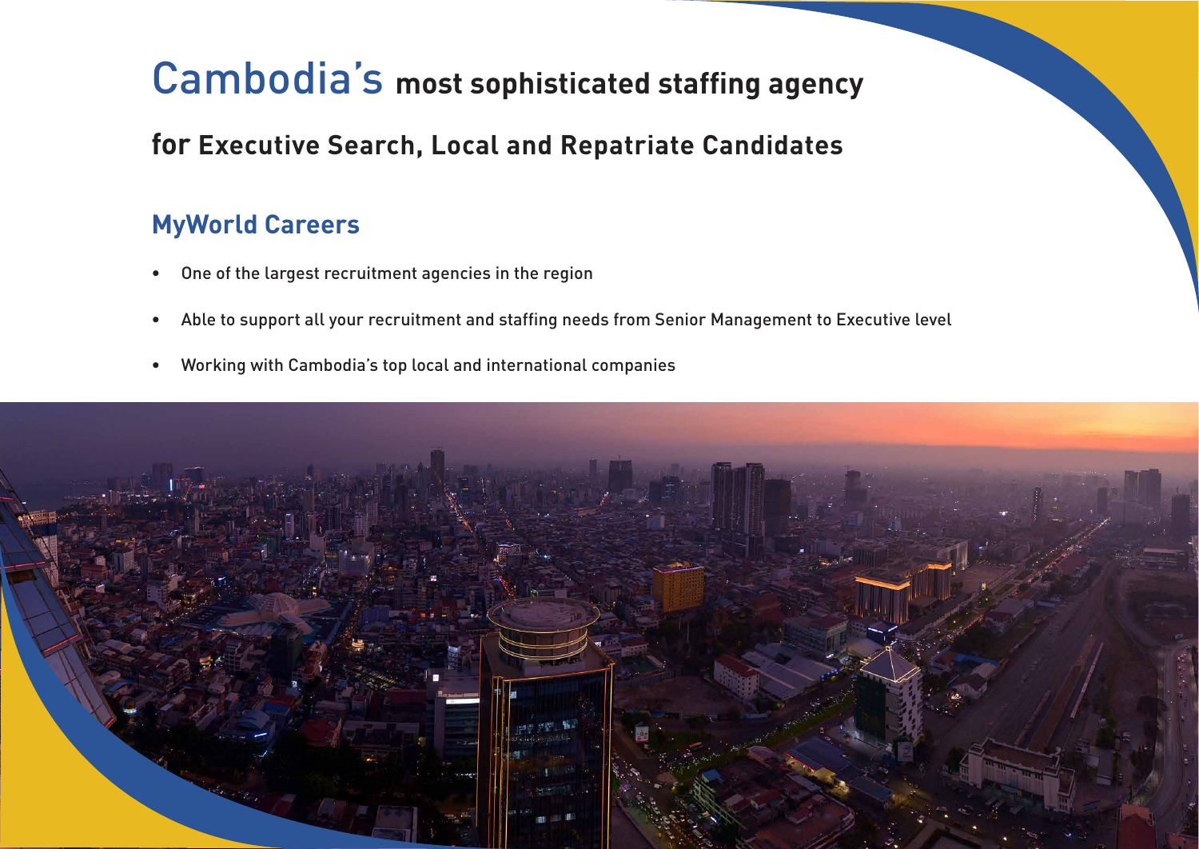# Cambodia's most sophisticated staffing agency

## for Executive Search, Local and Repatriate Candidates

### MyWorld Careers

- One of the largest recruitment agencies in the region
- Able to support all your recruitment and staffing needs from Senior Management to Executive level
- Working with Cambodia's top local and international companies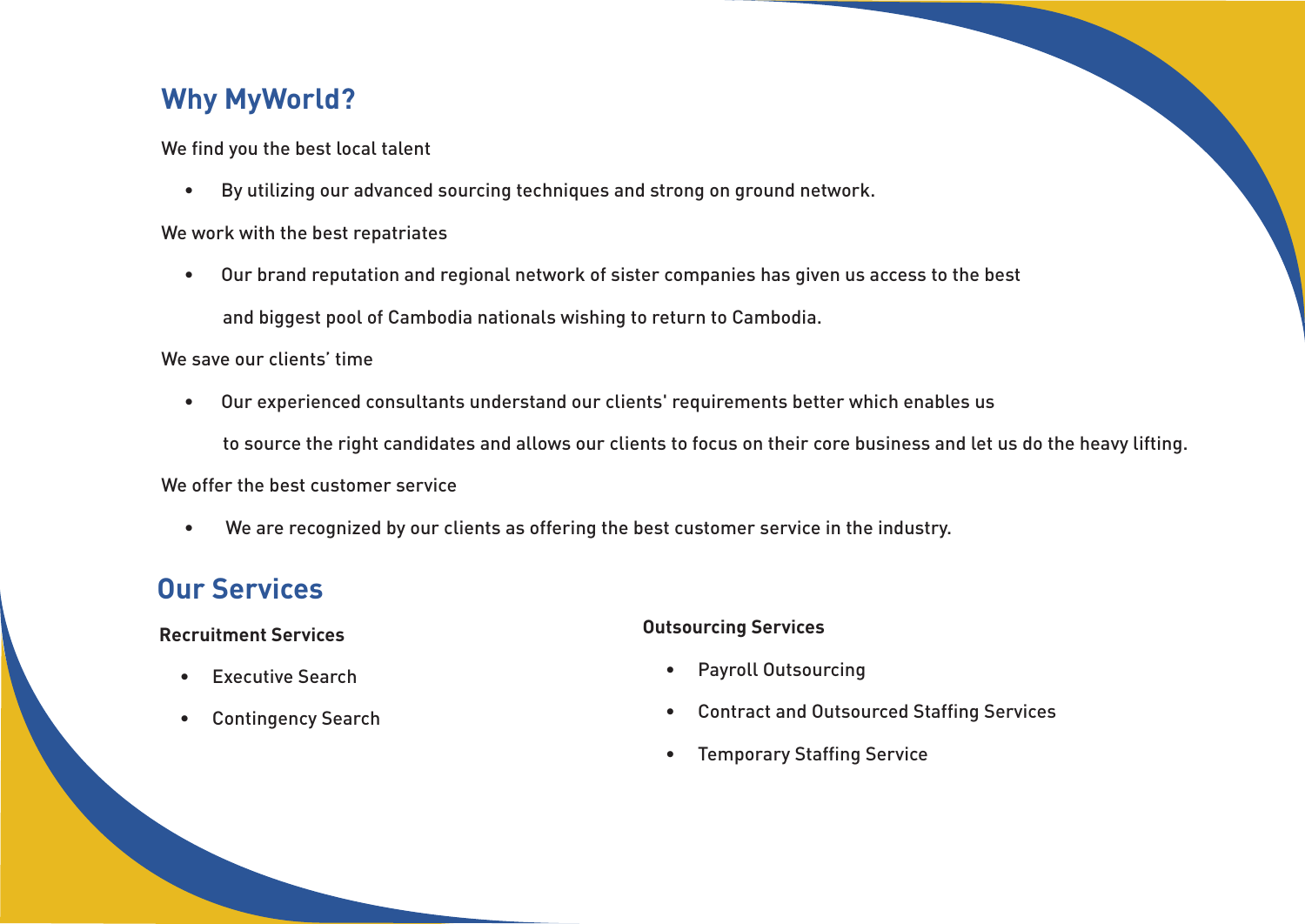## Why MyWorld?

We find you the best local talent

- By utilizing our advanced sourcing techniques and strong on ground network.

We work with the best repatriates

- Our brand reputation and regional network of sister companies has given us access to the best and biggest pool of Cambodia nationals wishing to return to Cambodia.

We save our clients' time

- Our experienced consultants understand our clients' requirements better which enables us to source the right candidates and allows our clients to focus on their core business and let us do the heavy lifting.

We offer the best customer service

- We are recognized by our clients as offering the best customer service in the industry.

## Our Services

**Recruitment Services**

- Executive Search
- Contingency Search

**Outsourcing Services**

- Payroll Outsourcing
- Contract and Outsourced Staffing Services
- Temporary Staffing Service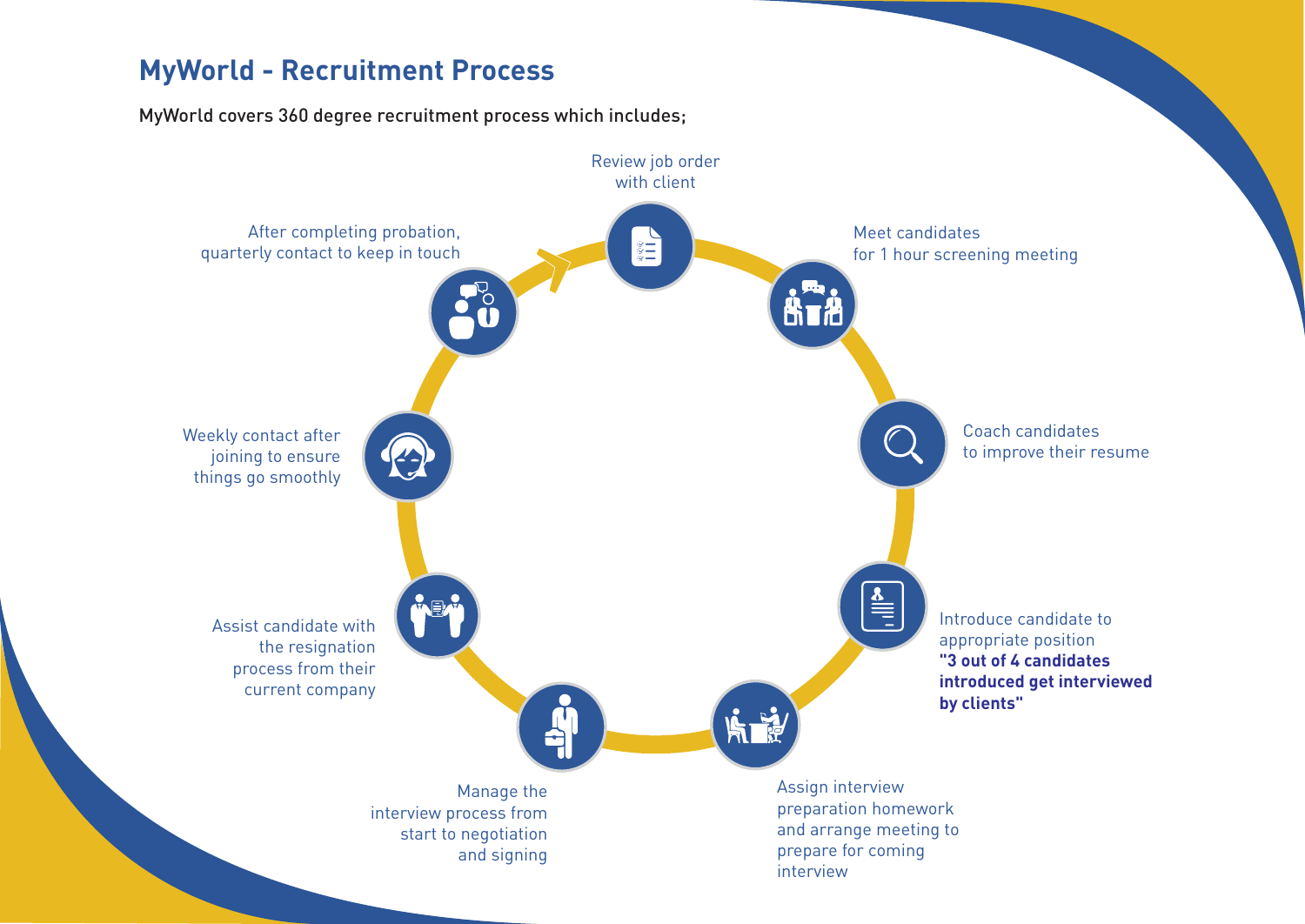## MyWorld - Recruitment Process

MyWorld covers 360 degree recruitment process which includes;

- Review job order with client
- Meet candidates for 1 hour screening meeting
- Coach candidates to improve their resume
- Introduce candidate to appropriate position **"3 out of 4 candidates introduced get interviewed by clients"**
- Assign interview preparation homework and arrange meeting to prepare for coming interview
- Manage the interview process from start to negotiation and signing
- Assist candidate with the resignation process from their current company
- Weekly contact after joining to ensure things go smoothly
- After completing probation, quarterly contact to keep in touch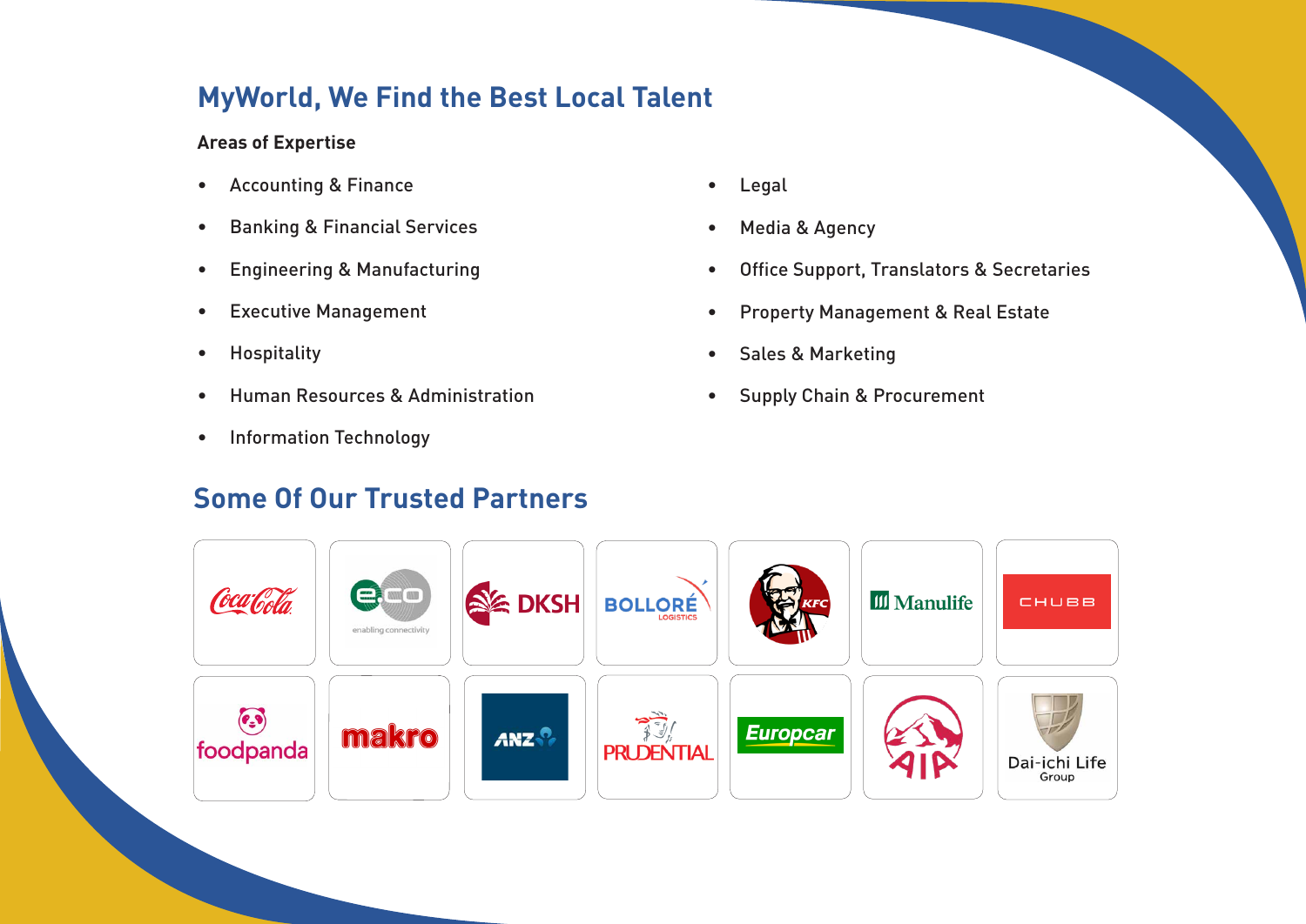## MyWorld, We Find the Best Local Talent

**Areas of Expertise**

- Accounting & Finance
- Banking & Financial Services
- Engineering & Manufacturing
- Executive Management
- Hospitality
- Human Resources & Administration
- Information Technology
- Legal
- Media & Agency
- Office Support, Translators & Secretaries
- Property Management & Real Estate
- Sales & Marketing
- Supply Chain & Procurement

## Some Of Our Trusted Partners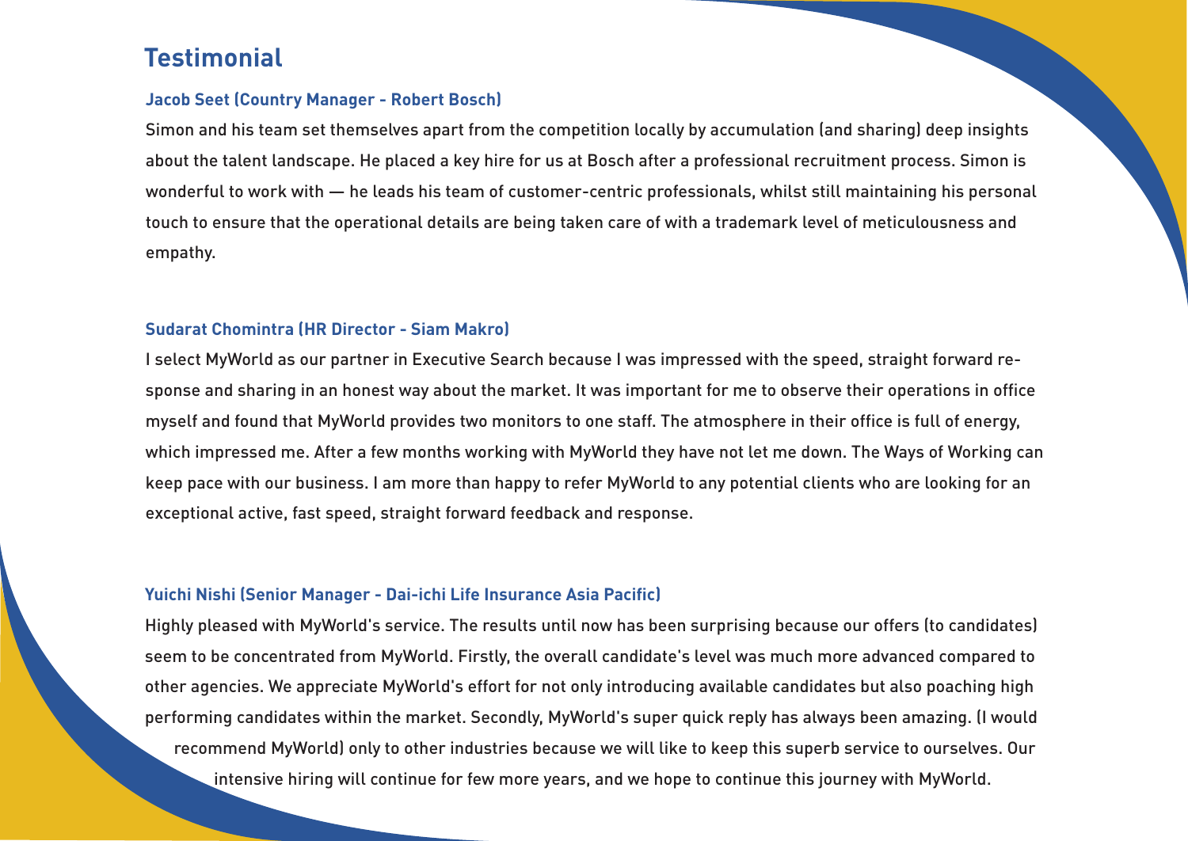# Testimonial

### Jacob Seet (Country Manager - Robert Bosch)

Simon and his team set themselves apart from the competition locally by accumulation (and sharing) deep insights about the talent landscape. He placed a key hire for us at Bosch after a professional recruitment process. Simon is wonderful to work with — he leads his team of customer-centric professionals, whilst still maintaining his personal touch to ensure that the operational details are being taken care of with a trademark level of meticulousness and empathy.

### Sudarat Chomintra (HR Director - Siam Makro)

I select MyWorld as our partner in Executive Search because I was impressed with the speed, straight forward response and sharing in an honest way about the market. It was important for me to observe their operations in office myself and found that MyWorld provides two monitors to one staff. The atmosphere in their office is full of energy, which impressed me. After a few months working with MyWorld they have not let me down. The Ways of Working can keep pace with our business. I am more than happy to refer MyWorld to any potential clients who are looking for an exceptional active, fast speed, straight forward feedback and response.

### Yuichi Nishi (Senior Manager - Dai-ichi Life Insurance Asia Pacific)

Highly pleased with MyWorld's service. The results until now has been surprising because our offers (to candidates) seem to be concentrated from MyWorld. Firstly, the overall candidate's level was much more advanced compared to other agencies. We appreciate MyWorld's effort for not only introducing available candidates but also poaching high performing candidates within the market. Secondly, MyWorld's super quick reply has always been amazing. (I would recommend MyWorld) only to other industries because we will like to keep this superb service to ourselves. Our intensive hiring will continue for few more years, and we hope to continue this journey with MyWorld.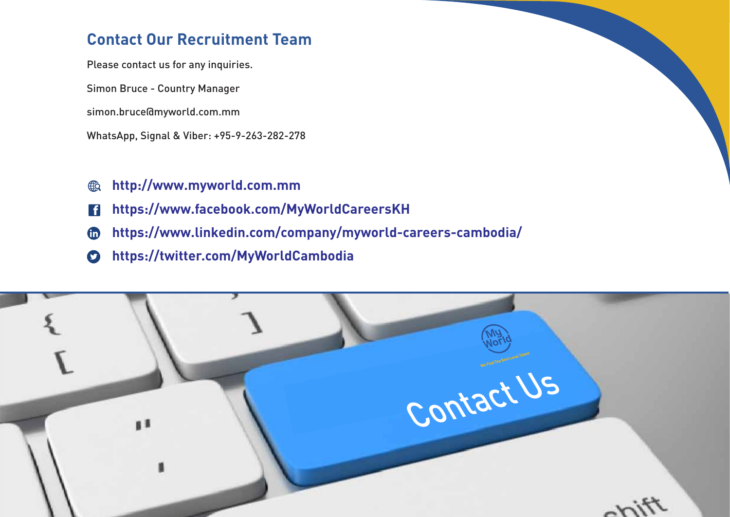## Contact Our Recruitment Team

Please contact us for any inquiries.

Simon Bruce - Country Manager

simon.bruce@myworld.com.mm

WhatsApp, Signal & Viber: +95-9-263-282-278

**http://www.myworld.com.mm**

**https://www.facebook.com/MyWorldCareersKH**

**https://www.linkedin.com/company/myworld-careers-cambodia/**

**https://twitter.com/MyWorldCambodia**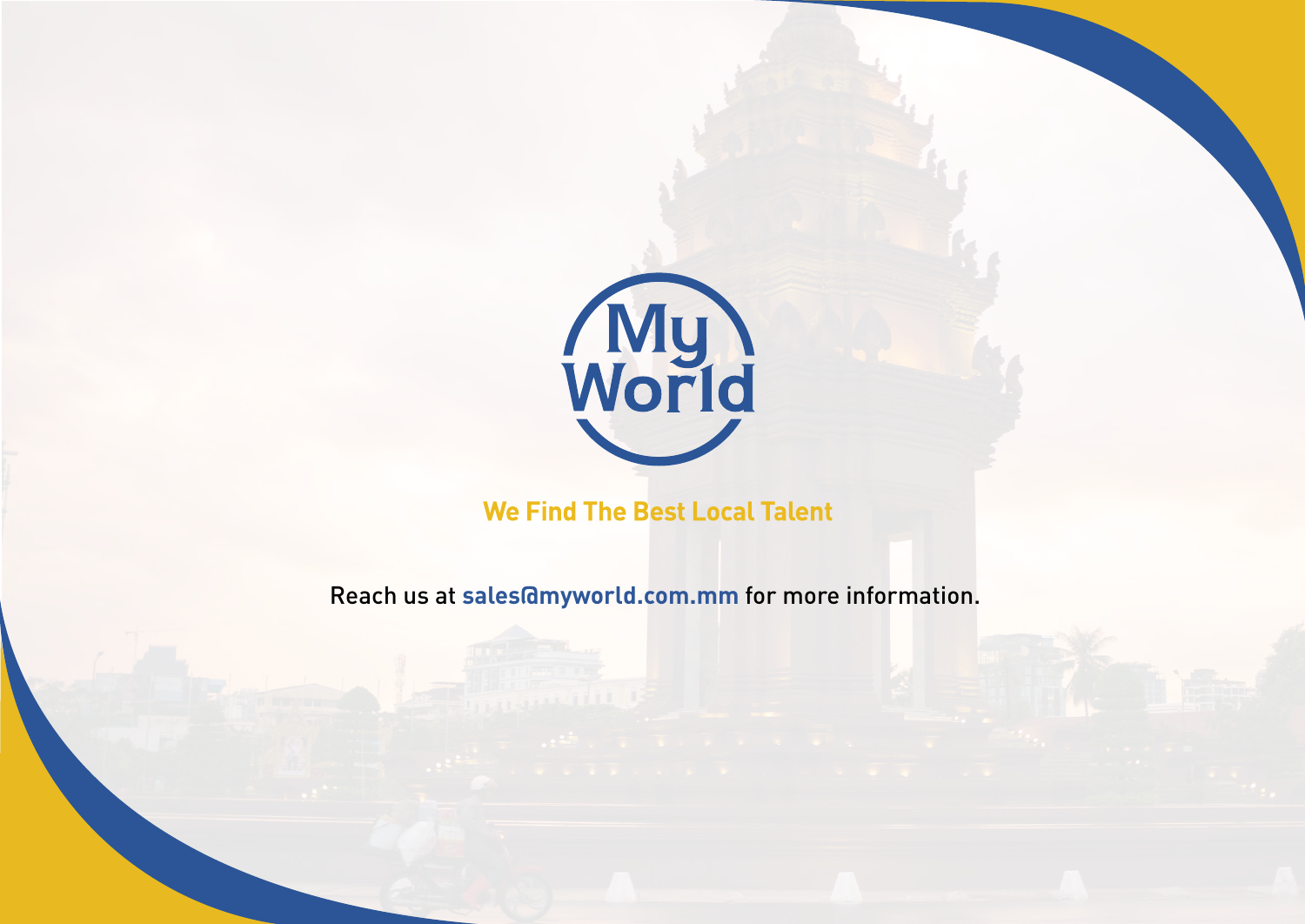My World

**We Find The Best Local Talent**

Reach us at **sales@myworld.com.mm** for more information.